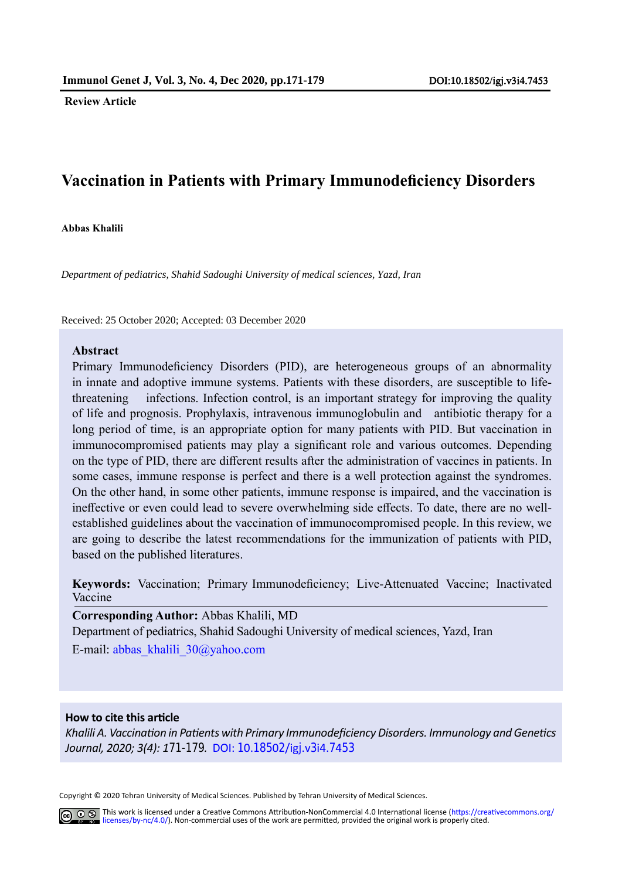**Review Article**

# Vaccination in Patients with Primary Immunodeficiency Disorders

**Abbas Khalili**

*Department of pediatrics, Shahid Sadoughi University of medical sciences, Yazd, Iran*

Received: 25 October 2020; Accepted: 03 December 2020

## Abstract

Primary Immunodeficiency Disorders (PID), are heterogeneous groups of an abnormality in innate and adoptive immune systems. Patients with these disorders, are susceptible to life-threatening infections. Infection control, is an important strategy for improving the quality of life and prognosis. Prophylaxis, intravenous immunoglobulin and antibiotic therapy for a long period of time, is an appropriate option for many patients with PID. But vaccination in immunocompromised patients may play a significant role and various outcomes. Depending on the type of PID, there are different results after the administration of vaccines in patients. In some cases, immune response is perfect and there is a well protection against the syndromes. On the other hand, in some other patients, immune response is impaired, and the vaccination is ineffective or even could lead to severe overwhelming side effects. To date, there are no well-established guidelines about the vaccination of immunocompromised people. In this review, we are going to describe the latest recommendations for the immunization of patients with PID, based on the published literatures.

**Keywords:** Vaccination; Primary Immunodeficiency; Live-Attenuated Vaccine; Inactivated Vaccine

**Corresponding Author:** Abbas Khalili, MD
Department of pediatrics, Shahid Sadoughi University of medical sciences, Yazd, Iran
E-mail: abbas_khalili_30@yahoo.com

**How to cite this article**

*Khalili A. Vaccination in Patients with Primary Immunodeficiency Disorders. Immunology and Genetics Journal, 2020; 3(4): 171-179.* DOI: 10.18502/igj.v3i4.7453

Copyright © 2020 Tehran University of Medical Sciences. Published by Tehran University of Medical Sciences.

This work is licensed under a Creative Commons Attribution-NonCommercial 4.0 International license (https://creativecommons.org/licenses/by-nc/4.0/). Non-commercial uses of the work are permitted, provided the original work is properly cited.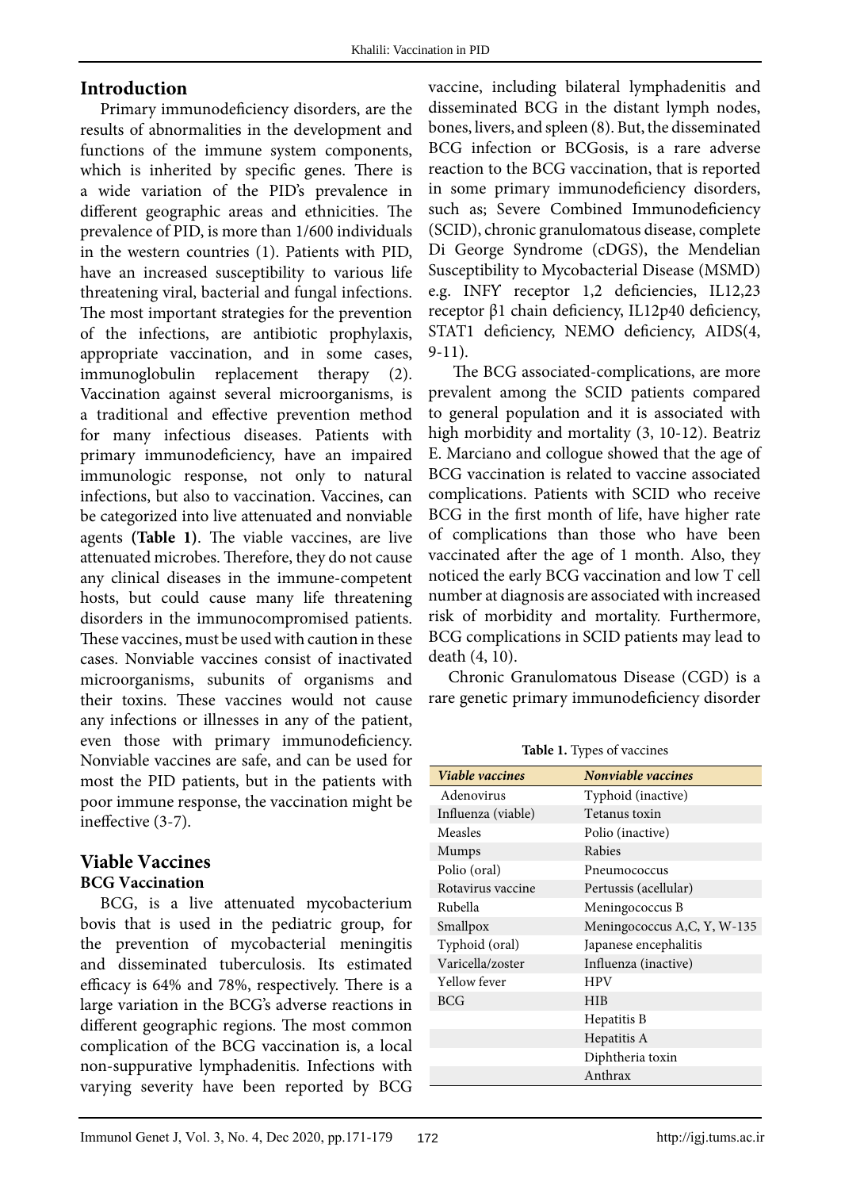## Introduction

Primary immunodeficiency disorders, are the results of abnormalities in the development and functions of the immune system components, which is inherited by specific genes. There is a wide variation of the PID's prevalence in different geographic areas and ethnicities. The prevalence of PID, is more than 1/600 individuals in the western countries (1). Patients with PID, have an increased susceptibility to various life threatening viral, bacterial and fungal infections. The most important strategies for the prevention of the infections, are antibiotic prophylaxis, appropriate vaccination, and in some cases, immunoglobulin replacement therapy (2). Vaccination against several microorganisms, is a traditional and effective prevention method for many infectious diseases. Patients with primary immunodeficiency, have an impaired immunologic response, not only to natural infections, but also to vaccination. Vaccines, can be categorized into live attenuated and nonviable agents **(Table 1)**. The viable vaccines, are live attenuated microbes. Therefore, they do not cause any clinical diseases in the immune-competent hosts, but could cause many life threatening disorders in the immunocompromised patients. These vaccines, must be used with caution in these cases. Nonviable vaccines consist of inactivated microorganisms, subunits of organisms and their toxins. These vaccines would not cause any infections or illnesses in any of the patient, even those with primary immunodeficiency. Nonviable vaccines are safe, and can be used for most the PID patients, but in the patients with poor immune response, the vaccination might be ineffective (3-7).

## Viable Vaccines

### BCG Vaccination

BCG, is a live attenuated mycobacterium bovis that is used in the pediatric group, for the prevention of mycobacterial meningitis and disseminated tuberculosis. Its estimated efficacy is 64% and 78%, respectively. There is a large variation in the BCG's adverse reactions in different geographic regions. The most common complication of the BCG vaccination is, a local non-suppurative lymphadenitis. Infections with varying severity have been reported by BCG vaccine, including bilateral lymphadenitis and disseminated BCG in the distant lymph nodes, bones, livers, and spleen (8). But, the disseminated BCG infection or BCGosis, is a rare adverse reaction to the BCG vaccination, that is reported in some primary immunodeficiency disorders, such as; Severe Combined Immunodeficiency (SCID), chronic granulomatous disease, complete Di George Syndrome (cDGS), the Mendelian Susceptibility to Mycobacterial Disease (MSMD) e.g. INFY receptor 1,2 deficiencies, IL12,23 receptor β1 chain deficiency, IL12p40 deficiency, STAT1 deficiency, NEMO deficiency, AIDS(4, 9-11).

The BCG associated-complications, are more prevalent among the SCID patients compared to general population and it is associated with high morbidity and mortality (3, 10-12). Beatriz E. Marciano and collogue showed that the age of BCG vaccination is related to vaccine associated complications. Patients with SCID who receive BCG in the first month of life, have higher rate of complications than those who have been vaccinated after the age of 1 month. Also, they noticed the early BCG vaccination and low T cell number at diagnosis are associated with increased risk of morbidity and mortality. Furthermore, BCG complications in SCID patients may lead to death (4, 10).

Chronic Granulomatous Disease (CGD) is a rare genetic primary immunodeficiency disorder

**Table 1.** Types of vaccines

| *Viable vaccines* | *Nonviable vaccines* |
|---|---|
| Adenovirus | Typhoid (inactive) |
| Influenza (viable) | Tetanus toxin |
| Measles | Polio (inactive) |
| Mumps | Rabies |
| Polio (oral) | Pneumococcus |
| Rotavirus vaccine | Pertussis (acellular) |
| Rubella | Meningococcus B |
| Smallpox | Meningococcus A,C, Y, W-135 |
| Typhoid (oral) | Japanese encephalitis |
| Varicella/zoster | Influenza (inactive) |
| Yellow fever | HPV |
| BCG | HIB |
| | Hepatitis B |
| | Hepatitis A |
| | Diphtheria toxin |
| | Anthrax |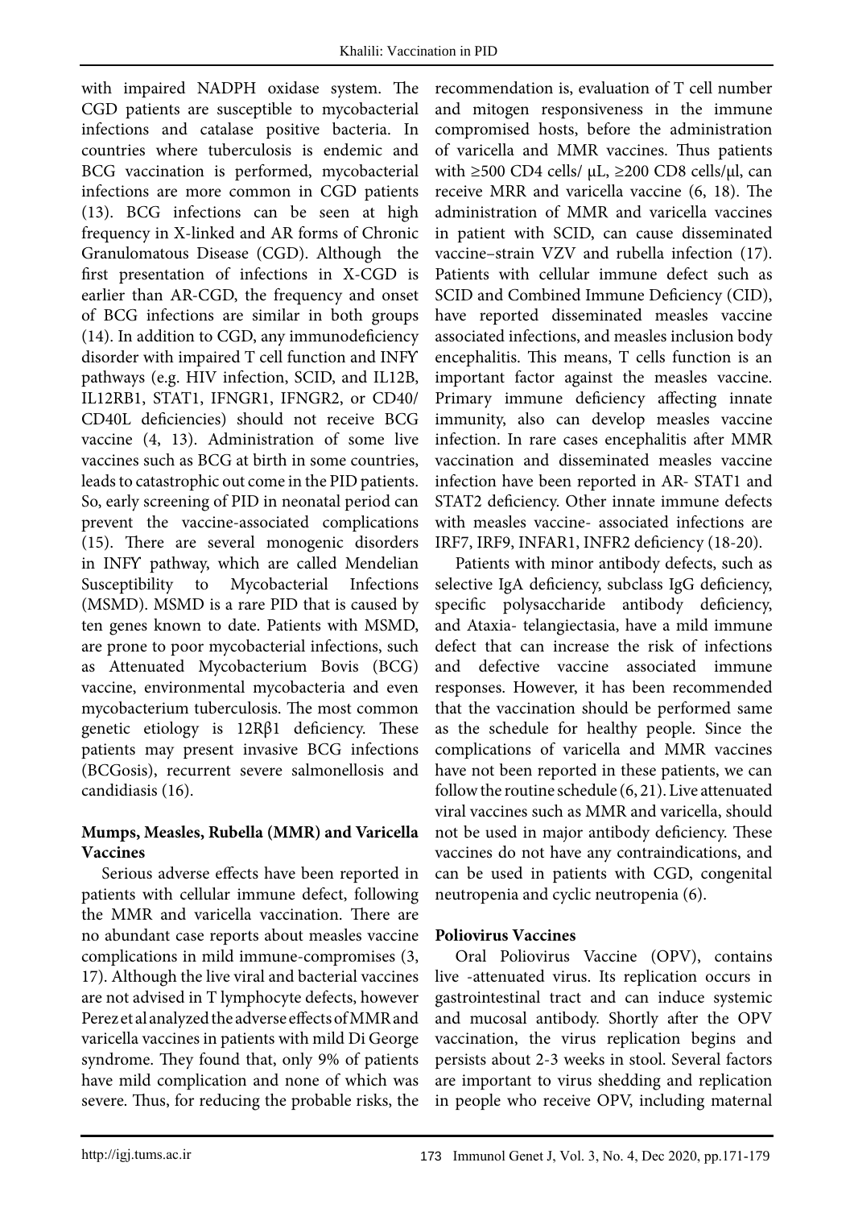with impaired NADPH oxidase system. The CGD patients are susceptible to mycobacterial infections and catalase positive bacteria. In countries where tuberculosis is endemic and BCG vaccination is performed, mycobacterial infections are more common in CGD patients (13). BCG infections can be seen at high frequency in X-linked and AR forms of Chronic Granulomatous Disease (CGD). Although the first presentation of infections in X-CGD is earlier than AR-CGD, the frequency and onset of BCG infections are similar in both groups (14). In addition to CGD, any immunodeficiency disorder with impaired T cell function and INFY pathways (e.g. HIV infection, SCID, and IL12B, IL12RB1, STAT1, IFNGR1, IFNGR2, or CD40/ CD40L deficiencies) should not receive BCG vaccine (4, 13). Administration of some live vaccines such as BCG at birth in some countries, leads to catastrophic out come in the PID patients. So, early screening of PID in neonatal period can prevent the vaccine-associated complications (15). There are several monogenic disorders in INFY pathway, which are called Mendelian Susceptibility to Mycobacterial Infections (MSMD). MSMD is a rare PID that is caused by ten genes known to date. Patients with MSMD, are prone to poor mycobacterial infections, such as Attenuated Mycobacterium Bovis (BCG) vaccine, environmental mycobacteria and even mycobacterium tuberculosis. The most common genetic etiology is 12Rβ1 deficiency. These patients may present invasive BCG infections (BCGosis), recurrent severe salmonellosis and candidiasis (16).

**Mumps, Measles, Rubella (MMR) and Varicella Vaccines**

Serious adverse effects have been reported in patients with cellular immune defect, following the MMR and varicella vaccination. There are no abundant case reports about measles vaccine complications in mild immune-compromises (3, 17). Although the live viral and bacterial vaccines are not advised in T lymphocyte defects, however Perez et al analyzed the adverse effects of MMR and varicella vaccines in patients with mild Di George syndrome. They found that, only 9% of patients have mild complication and none of which was severe. Thus, for reducing the probable risks, the recommendation is, evaluation of T cell number and mitogen responsiveness in the immune compromised hosts, before the administration of varicella and MMR vaccines. Thus patients with ≥500 CD4 cells/ μL, ≥200 CD8 cells/μl, can receive MRR and varicella vaccine (6, 18). The administration of MMR and varicella vaccines in patient with SCID, can cause disseminated vaccine–strain VZV and rubella infection (17). Patients with cellular immune defect such as SCID and Combined Immune Deficiency (CID), have reported disseminated measles vaccine associated infections, and measles inclusion body encephalitis. This means, T cells function is an important factor against the measles vaccine. Primary immune deficiency affecting innate immunity, also can develop measles vaccine infection. In rare cases encephalitis after MMR vaccination and disseminated measles vaccine infection have been reported in AR- STAT1 and STAT2 deficiency. Other innate immune defects with measles vaccine- associated infections are IRF7, IRF9, INFAR1, INFR2 deficiency (18-20).

Patients with minor antibody defects, such as selective IgA deficiency, subclass IgG deficiency, specific polysaccharide antibody deficiency, and Ataxia- telangiectasia, have a mild immune defect that can increase the risk of infections and defective vaccine associated immune responses. However, it has been recommended that the vaccination should be performed same as the schedule for healthy people. Since the complications of varicella and MMR vaccines have not been reported in these patients, we can follow the routine schedule (6, 21). Live attenuated viral vaccines such as MMR and varicella, should not be used in major antibody deficiency. These vaccines do not have any contraindications, and can be used in patients with CGD, congenital neutropenia and cyclic neutropenia (6).

**Poliovirus Vaccines**

Oral Poliovirus Vaccine (OPV), contains live -attenuated virus. Its replication occurs in gastrointestinal tract and can induce systemic and mucosal antibody. Shortly after the OPV vaccination, the virus replication begins and persists about 2-3 weeks in stool. Several factors are important to virus shedding and replication in people who receive OPV, including maternal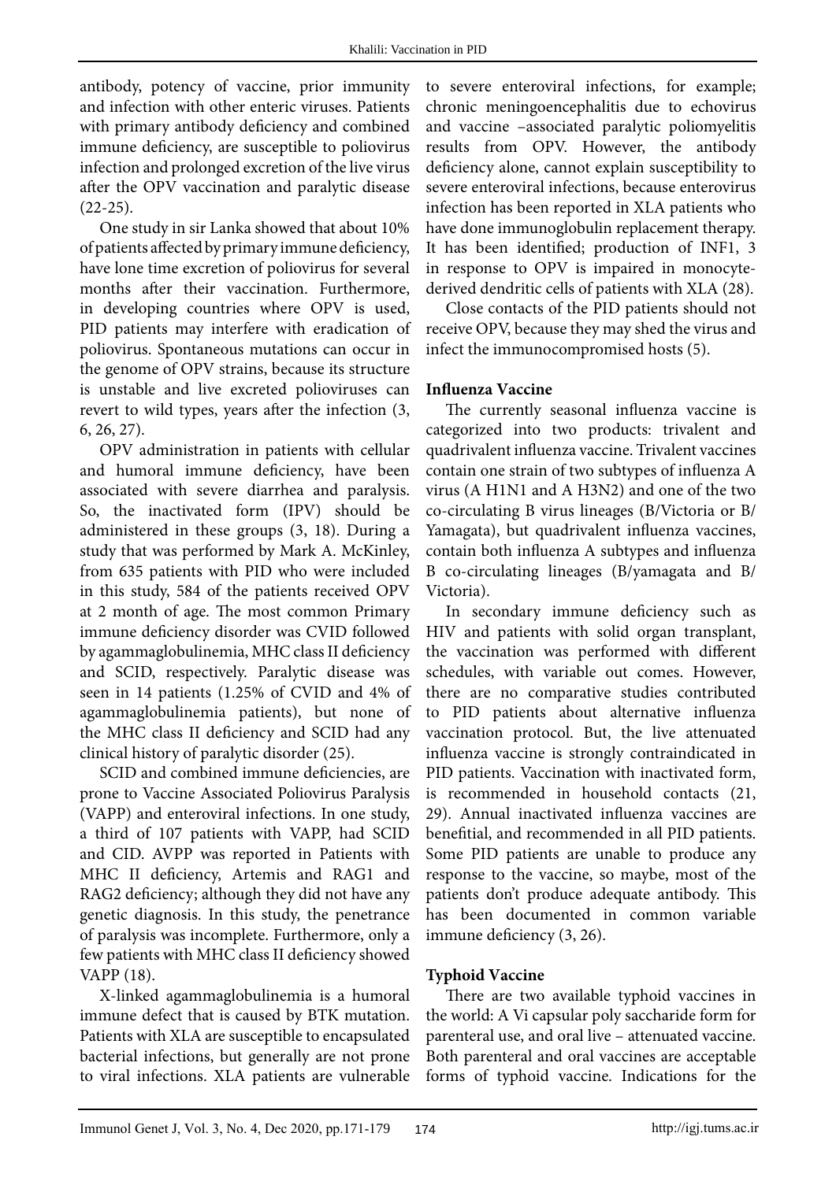antibody, potency of vaccine, prior immunity and infection with other enteric viruses. Patients with primary antibody deficiency and combined immune deficiency, are susceptible to poliovirus infection and prolonged excretion of the live virus after the OPV vaccination and paralytic disease (22-25).

One study in sir Lanka showed that about 10% of patients affected by primary immune deficiency, have lone time excretion of poliovirus for several months after their vaccination. Furthermore, in developing countries where OPV is used, PID patients may interfere with eradication of poliovirus. Spontaneous mutations can occur in the genome of OPV strains, because its structure is unstable and live excreted polioviruses can revert to wild types, years after the infection (3, 6, 26, 27).

OPV administration in patients with cellular and humoral immune deficiency, have been associated with severe diarrhea and paralysis. So, the inactivated form (IPV) should be administered in these groups (3, 18). During a study that was performed by Mark A. McKinley, from 635 patients with PID who were included in this study, 584 of the patients received OPV at 2 month of age. The most common Primary immune deficiency disorder was CVID followed by agammaglobulinemia, MHC class II deficiency and SCID, respectively. Paralytic disease was seen in 14 patients (1.25% of CVID and 4% of agammaglobulinemia patients), but none of the MHC class II deficiency and SCID had any clinical history of paralytic disorder (25).

SCID and combined immune deficiencies, are prone to Vaccine Associated Poliovirus Paralysis (VAPP) and enteroviral infections. In one study, a third of 107 patients with VAPP, had SCID and CID. AVPP was reported in Patients with MHC II deficiency, Artemis and RAG1 and RAG2 deficiency; although they did not have any genetic diagnosis. In this study, the penetrance of paralysis was incomplete. Furthermore, only a few patients with MHC class II deficiency showed VAPP (18).

X-linked agammaglobulinemia is a humoral immune defect that is caused by BTK mutation. Patients with XLA are susceptible to encapsulated bacterial infections, but generally are not prone to viral infections. XLA patients are vulnerable to severe enteroviral infections, for example; chronic meningoencephalitis due to echovirus and vaccine –associated paralytic poliomyelitis results from OPV. However, the antibody deficiency alone, cannot explain susceptibility to severe enteroviral infections, because enterovirus infection has been reported in XLA patients who have done immunoglobulin replacement therapy. It has been identified; production of INF1, 3 in response to OPV is impaired in monocyte-derived dendritic cells of patients with XLA (28).

Close contacts of the PID patients should not receive OPV, because they may shed the virus and infect the immunocompromised hosts (5).

**Influenza Vaccine**

The currently seasonal influenza vaccine is categorized into two products: trivalent and quadrivalent influenza vaccine. Trivalent vaccines contain one strain of two subtypes of influenza A virus (A H1N1 and A H3N2) and one of the two co-circulating B virus lineages (B/Victoria or B/Yamagata), but quadrivalent influenza vaccines, contain both influenza A subtypes and influenza B co-circulating lineages (B/yamagata and B/Victoria).

In secondary immune deficiency such as HIV and patients with solid organ transplant, the vaccination was performed with different schedules, with variable out comes. However, there are no comparative studies contributed to PID patients about alternative influenza vaccination protocol. But, the live attenuated influenza vaccine is strongly contraindicated in PID patients. Vaccination with inactivated form, is recommended in household contacts (21, 29). Annual inactivated influenza vaccines are benefitial, and recommended in all PID patients. Some PID patients are unable to produce any response to the vaccine, so maybe, most of the patients don't produce adequate antibody. This has been documented in common variable immune deficiency (3, 26).

**Typhoid Vaccine**

There are two available typhoid vaccines in the world: A Vi capsular poly saccharide form for parenteral use, and oral live – attenuated vaccine. Both parenteral and oral vaccines are acceptable forms of typhoid vaccine. Indications for the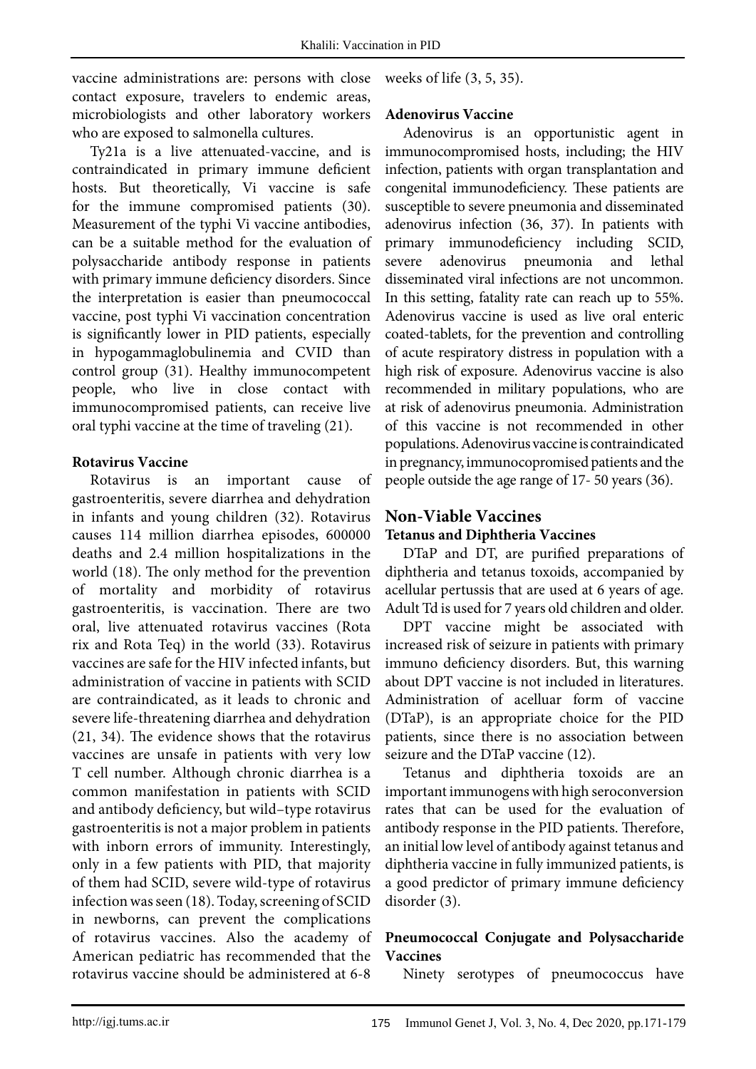vaccine administrations are: persons with close contact exposure, travelers to endemic areas, microbiologists and other laboratory workers who are exposed to salmonella cultures.

Ty21a is a live attenuated-vaccine, and is contraindicated in primary immune deficient hosts. But theoretically, Vi vaccine is safe for the immune compromised patients (30). Measurement of the typhi Vi vaccine antibodies, can be a suitable method for the evaluation of polysaccharide antibody response in patients with primary immune deficiency disorders. Since the interpretation is easier than pneumococcal vaccine, post typhi Vi vaccination concentration is significantly lower in PID patients, especially in hypogammaglobulinemia and CVID than control group (31). Healthy immunocompetent people, who live in close contact with immunocompromised patients, can receive live oral typhi vaccine at the time of traveling (21).

**Rotavirus Vaccine**

Rotavirus is an important cause of gastroenteritis, severe diarrhea and dehydration in infants and young children (32). Rotavirus causes 114 million diarrhea episodes, 600000 deaths and 2.4 million hospitalizations in the world (18). The only method for the prevention of mortality and morbidity of rotavirus gastroenteritis, is vaccination. There are two oral, live attenuated rotavirus vaccines (Rota rix and Rota Teq) in the world (33). Rotavirus vaccines are safe for the HIV infected infants, but administration of vaccine in patients with SCID are contraindicated, as it leads to chronic and severe life-threatening diarrhea and dehydration (21, 34). The evidence shows that the rotavirus vaccines are unsafe in patients with very low T cell number. Although chronic diarrhea is a common manifestation in patients with SCID and antibody deficiency, but wild–type rotavirus gastroenteritis is not a major problem in patients with inborn errors of immunity. Interestingly, only in a few patients with PID, that majority of them had SCID, severe wild-type of rotavirus infection was seen (18). Today, screening of SCID in newborns, can prevent the complications of rotavirus vaccines. Also the academy of American pediatric has recommended that the rotavirus vaccine should be administered at 6-8 weeks of life (3, 5, 35).

**Adenovirus Vaccine**

Adenovirus is an opportunistic agent in immunocompromised hosts, including; the HIV infection, patients with organ transplantation and congenital immunodeficiency. These patients are susceptible to severe pneumonia and disseminated adenovirus infection (36, 37). In patients with primary immunodeficiency including SCID, severe adenovirus pneumonia and lethal disseminated viral infections are not uncommon. In this setting, fatality rate can reach up to 55%. Adenovirus vaccine is used as live oral enteric coated-tablets, for the prevention and controlling of acute respiratory distress in population with a high risk of exposure. Adenovirus vaccine is also recommended in military populations, who are at risk of adenovirus pneumonia. Administration of this vaccine is not recommended in other populations. Adenovirus vaccine is contraindicated in pregnancy, immunocopromised patients and the people outside the age range of 17- 50 years (36).

## Non-Viable Vaccines

**Tetanus and Diphtheria Vaccines**

DTaP and DT, are purified preparations of diphtheria and tetanus toxoids, accompanied by acellular pertussis that are used at 6 years of age. Adult Td is used for 7 years old children and older.

DPT vaccine might be associated with increased risk of seizure in patients with primary immuno deficiency disorders. But, this warning about DPT vaccine is not included in literatures. Administration of acelluar form of vaccine (DTaP), is an appropriate choice for the PID patients, since there is no association between seizure and the DTaP vaccine (12).

Tetanus and diphtheria toxoids are an important immunogens with high seroconversion rates that can be used for the evaluation of antibody response in the PID patients. Therefore, an initial low level of antibody against tetanus and diphtheria vaccine in fully immunized patients, is a good predictor of primary immune deficiency disorder (3).

**Pneumococcal Conjugate and Polysaccharide Vaccines**

Ninety serotypes of pneumococcus have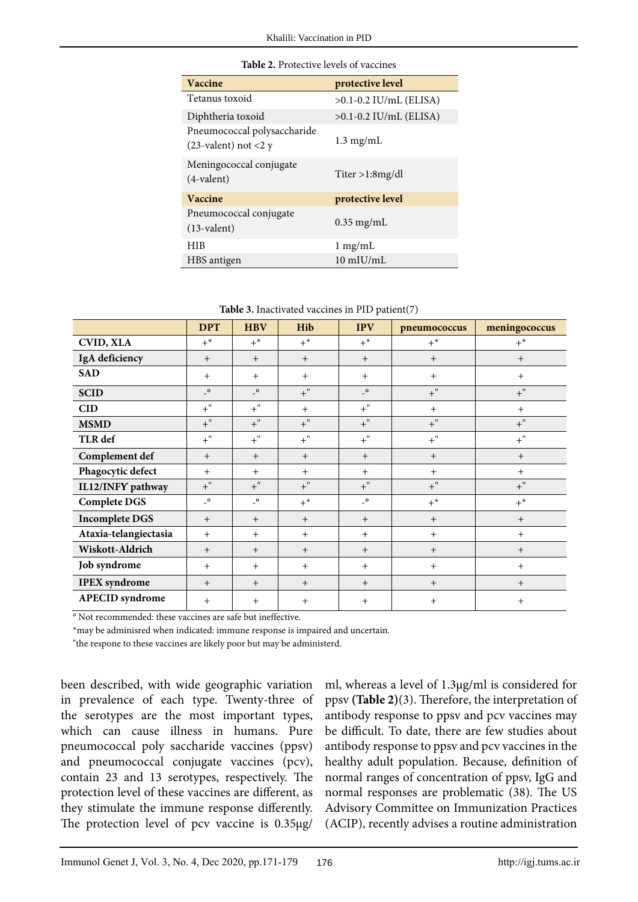**Table 2.** Protective levels of vaccines

| Vaccine | protective level |
|---|---|
| Tetanus toxoid | >0.1-0.2 IU/mL (ELISA) |
| Diphtheria toxoid | >0.1-0.2 IU/mL (ELISA) |
| Pneumococcal polysaccharide (23-valent) not <2 y | 1.3 mg/mL |
| Meningococcal conjugate (4-valent) | Titer >1:8mg/dl |
| **Vaccine** | **protective level** |
| Pneumococcal conjugate (13-valent) | 0.35 mg/mL |
| HIB | 1 mg/mL |
| HBS antigen | 10 mIU/mL |

**Table 3.** Inactivated vaccines in PID patient(7)

| | DPT | HBV | Hib | IPV | pneumococcus | meningococcus |
|---|---|---|---|---|---|---|
| **CVID, XLA** | +* | +* | +* | +* | +* | +* |
| **IgA deficiency** | + | + | + | + | + | + |
| **SAD** | + | + | + | + | + | + |
| **SCID** | -° | -° | +" | -° | +" | +" |
| **CID** | +" | +" | + | +" | + | + |
| **MSMD** | +" | +" | +" | +" | +" | +" |
| **TLR def** | +" | +" | +" | +" | +" | +" |
| **Complement def** | + | + | + | + | + | + |
| **Phagocytic defect** | + | + | + | + | + | + |
| **IL12/INFY pathway** | +" | +" | +" | +" | +" | +" |
| **Complete DGS** | -° | -° | +* | -° | +* | +* |
| **Incomplete DGS** | + | + | + | + | + | + |
| **Ataxia-telangiectasia** | + | + | + | + | + | + |
| **Wiskott-Aldrich** | + | + | + | + | + | + |
| **Job syndrome** | + | + | + | + | + | + |
| **IPEX syndrome** | + | + | + | + | + | + |
| **APECID syndrome** | + | + | + | + | + | + |

° Not recommended: these vaccines are safe but ineffective.

*may be adminisred when indicated: immune response is impaired and uncertain.

"the respone to these vaccines are likely poor but may be administerd.

been described, with wide geographic variation in prevalence of each type. Twenty-three of the serotypes are the most important types, which can cause illness in humans. Pure pneumococcal poly saccharide vaccines (ppsv) and pneumococcal conjugate vaccines (pcv), contain 23 and 13 serotypes, respectively. The protection level of these vaccines are different, as they stimulate the immune response differently. The protection level of pcv vaccine is 0.35µg/ml, whereas a level of 1.3µg/ml is considered for ppsv **(Table 2)**(3). Therefore, the interpretation of antibody response to ppsv and pcv vaccines may be difficult. To date, there are few studies about antibody response to ppsv and pcv vaccines in the healthy adult population. Because, definition of normal ranges of concentration of ppsv, IgG and normal responses are problematic (38). The US Advisory Committee on Immunization Practices (ACIP), recently advises a routine administration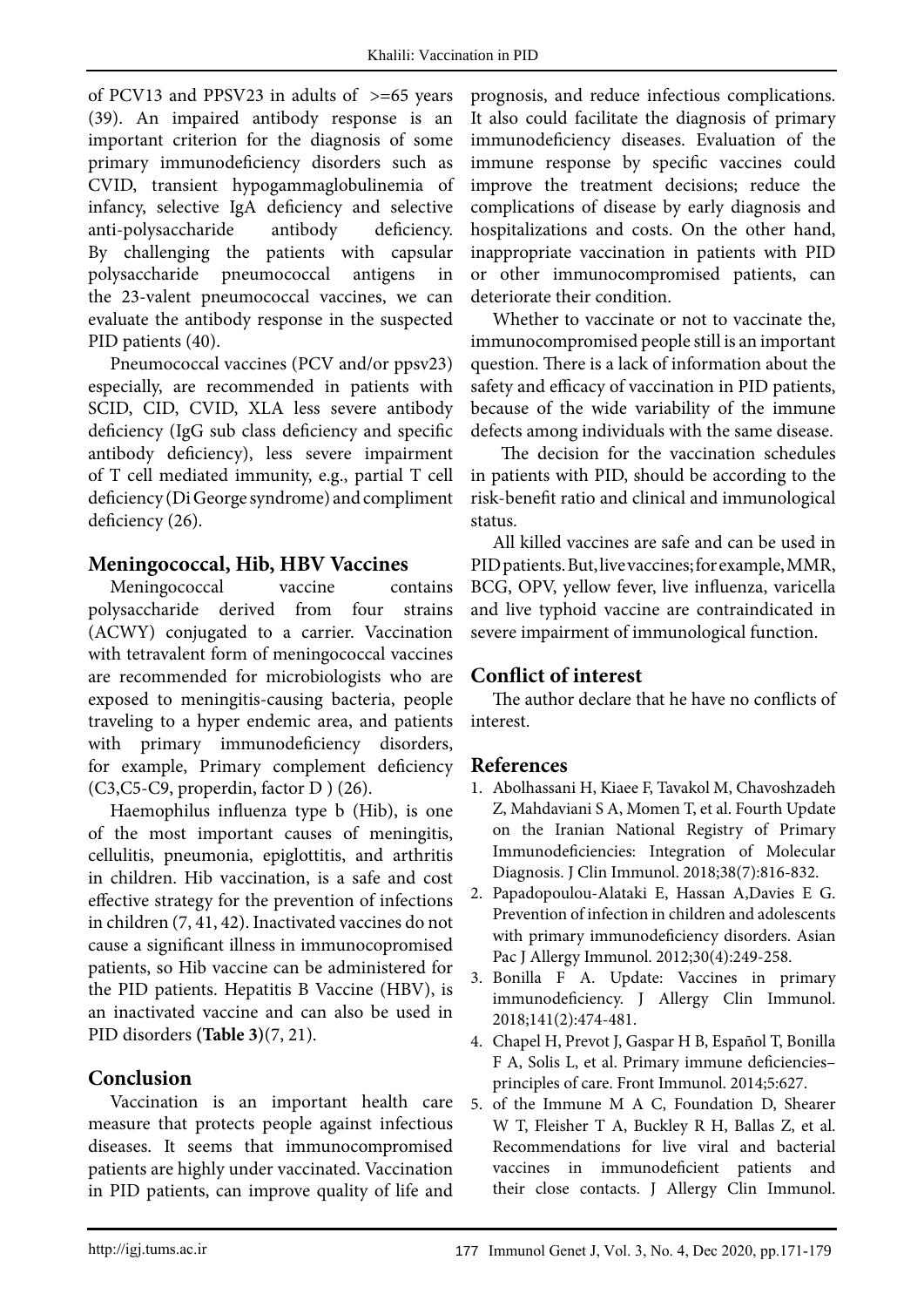of PCV13 and PPSV23 in adults of >=65 years (39). An impaired antibody response is an important criterion for the diagnosis of some primary immunodeficiency disorders such as CVID, transient hypogammaglobulinemia of infancy, selective IgA deficiency and selective anti-polysaccharide antibody deficiency. By challenging the patients with capsular polysaccharide pneumococcal antigens in the 23-valent pneumococcal vaccines, we can evaluate the antibody response in the suspected PID patients (40).

Pneumococcal vaccines (PCV and/or ppsv23) especially, are recommended in patients with SCID, CID, CVID, XLA less severe antibody deficiency (IgG sub class deficiency and specific antibody deficiency), less severe impairment of T cell mediated immunity, e.g., partial T cell deficiency (Di George syndrome) and compliment deficiency (26).

## Meningococcal, Hib, HBV Vaccines

Meningococcal vaccine contains polysaccharide derived from four strains (ACWY) conjugated to a carrier. Vaccination with tetravalent form of meningococcal vaccines are recommended for microbiologists who are exposed to meningitis-causing bacteria, people traveling to a hyper endemic area, and patients with primary immunodeficiency disorders, for example, Primary complement deficiency (C3,C5-C9, properdin, factor D ) (26).

Haemophilus influenza type b (Hib), is one of the most important causes of meningitis, cellulitis, pneumonia, epiglottitis, and arthritis in children. Hib vaccination, is a safe and cost effective strategy for the prevention of infections in children (7, 41, 42). Inactivated vaccines do not cause a significant illness in immunocopromised patients, so Hib vaccine can be administered for the PID patients. Hepatitis B Vaccine (HBV), is an inactivated vaccine and can also be used in PID disorders **(Table 3)**(7, 21).

## Conclusion

Vaccination is an important health care measure that protects people against infectious diseases. It seems that immunocompromised patients are highly under vaccinated. Vaccination in PID patients, can improve quality of life and prognosis, and reduce infectious complications. It also could facilitate the diagnosis of primary immunodeficiency diseases. Evaluation of the immune response by specific vaccines could improve the treatment decisions; reduce the complications of disease by early diagnosis and hospitalizations and costs. On the other hand, inappropriate vaccination in patients with PID or other immunocompromised patients, can deteriorate their condition.

Whether to vaccinate or not to vaccinate the, immunocompromised people still is an important question. There is a lack of information about the safety and efficacy of vaccination in PID patients, because of the wide variability of the immune defects among individuals with the same disease.

The decision for the vaccination schedules in patients with PID, should be according to the risk-benefit ratio and clinical and immunological status.

All killed vaccines are safe and can be used in PID patients. But, live vaccines; for example, MMR, BCG, OPV, yellow fever, live influenza, varicella and live typhoid vaccine are contraindicated in severe impairment of immunological function.

## Conflict of interest

The author declare that he have no conflicts of interest.

## References

1. Abolhassani H, Kiaee F, Tavakol M, Chavoshzadeh Z, Mahdaviani S A, Momen T, et al. Fourth Update on the Iranian National Registry of Primary Immunodeficiencies: Integration of Molecular Diagnosis. J Clin Immunol. 2018;38(7):816-832.
2. Papadopoulou-Alataki E, Hassan A,Davies E G. Prevention of infection in children and adolescents with primary immunodeficiency disorders. Asian Pac J Allergy Immunol. 2012;30(4):249-258.
3. Bonilla F A. Update: Vaccines in primary immunodeficiency. J Allergy Clin Immunol. 2018;141(2):474-481.
4. Chapel H, Prevot J, Gaspar H B, Español T, Bonilla F A, Solis L, et al. Primary immune deficiencies–principles of care. Front Immunol. 2014;5:627.
5. of the Immune M A C, Foundation D, Shearer W T, Fleisher T A, Buckley R H, Ballas Z, et al. Recommendations for live viral and bacterial vaccines in immunodeficient patients and their close contacts. J Allergy Clin Immunol.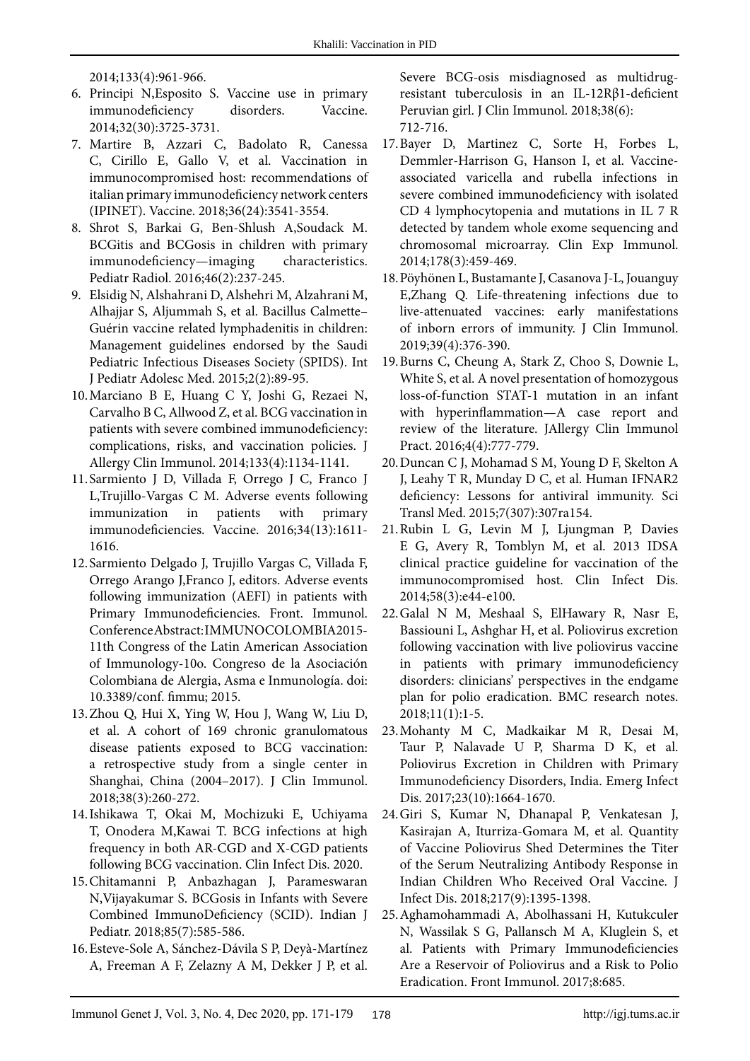2014;133(4):961-966.

6. Principi N,Esposito S. Vaccine use in primary immunodeficiency disorders. Vaccine. 2014;32(30):3725-3731.
7. Martire B, Azzari C, Badolato R, Canessa C, Cirillo E, Gallo V, et al. Vaccination in immunocompromised host: recommendations of italian primary immunodeficiency network centers (IPINET). Vaccine. 2018;36(24):3541-3554.
8. Shrot S, Barkai G, Ben-Shlush A,Soudack M. BCGitis and BCGosis in children with primary immunodeficiency—imaging characteristics. Pediatr Radiol. 2016;46(2):237-245.
9. Elsidig N, Alshahrani D, Alshehri M, Alzahrani M, Alhajjar S, Aljummah S, et al. Bacillus Calmette–Guérin vaccine related lymphadenitis in children: Management guidelines endorsed by the Saudi Pediatric Infectious Diseases Society (SPIDS). Int J Pediatr Adolesc Med. 2015;2(2):89-95.
10. Marciano B E, Huang C Y, Joshi G, Rezaei N, Carvalho B C, Allwood Z, et al. BCG vaccination in patients with severe combined immunodeficiency: complications, risks, and vaccination policies. J Allergy Clin Immunol. 2014;133(4):1134-1141.
11. Sarmiento J D, Villada F, Orrego J C, Franco J L,Trujillo-Vargas C M. Adverse events following immunization in patients with primary immunodeficiencies. Vaccine. 2016;34(13):1611-1616.
12. Sarmiento Delgado J, Trujillo Vargas C, Villada F, Orrego Arango J,Franco J, editors. Adverse events following immunization (AEFI) in patients with Primary Immunodeficiencies. Front. Immunol. Conference Abstract: IMMUNOCOLOMBIA2015-11th Congress of the Latin American Association of Immunology-10o. Congreso de la Asociación Colombiana de Alergia, Asma e Inmunología. doi: 10.3389/conf. fimmu; 2015.
13. Zhou Q, Hui X, Ying W, Hou J, Wang W, Liu D, et al. A cohort of 169 chronic granulomatous disease patients exposed to BCG vaccination: a retrospective study from a single center in Shanghai, China (2004–2017). J Clin Immunol. 2018;38(3):260-272.
14. Ishikawa T, Okai M, Mochizuki E, Uchiyama T, Onodera M,Kawai T. BCG infections at high frequency in both AR-CGD and X-CGD patients following BCG vaccination. Clin Infect Dis. 2020.
15. Chitamanni P, Anbazhagan J, Parameswaran N,Vijayakumar S. BCGosis in Infants with Severe Combined ImmunoDeficiency (SCID). Indian J Pediatr. 2018;85(7):585-586.
16. Esteve-Sole A, Sánchez-Dávila S P, Deyà-Martínez A, Freeman A F, Zelazny A M, Dekker J P, et al. Severe BCG-osis misdiagnosed as multidrug-resistant tuberculosis in an IL-12Rβ1-deficient Peruvian girl. J Clin Immunol. 2018;38(6): 712-716.
17. Bayer D, Martinez C, Sorte H, Forbes L, Demmler-Harrison G, Hanson I, et al. Vaccine-associated varicella and rubella infections in severe combined immunodeficiency with isolated CD 4 lymphocytopenia and mutations in IL 7 R detected by tandem whole exome sequencing and chromosomal microarray. Clin Exp Immunol. 2014;178(3):459-469.
18. Pöyhönen L, Bustamante J, Casanova J-L, Jouanguy E,Zhang Q. Life-threatening infections due to live-attenuated vaccines: early manifestations of inborn errors of immunity. J Clin Immunol. 2019;39(4):376-390.
19. Burns C, Cheung A, Stark Z, Choo S, Downie L, White S, et al. A novel presentation of homozygous loss-of-function STAT-1 mutation in an infant with hyperinflammation—A case report and review of the literature. JAllergy Clin Immunol Pract. 2016;4(4):777-779.
20. Duncan C J, Mohamad S M, Young D F, Skelton A J, Leahy T R, Munday D C, et al. Human IFNAR2 deficiency: Lessons for antiviral immunity. Sci Transl Med. 2015;7(307):307ra154.
21. Rubin L G, Levin M J, Ljungman P, Davies E G, Avery R, Tomblyn M, et al. 2013 IDSA clinical practice guideline for vaccination of the immunocompromised host. Clin Infect Dis. 2014;58(3):e44-e100.
22. Galal N M, Meshaal S, ElHawary R, Nasr E, Bassiouni L, Ashghar H, et al. Poliovirus excretion following vaccination with live poliovirus vaccine in patients with primary immunodeficiency disorders: clinicians' perspectives in the endgame plan for polio eradication. BMC research notes. 2018;11(1):1-5.
23. Mohanty M C, Madkaikar M R, Desai M, Taur P, Nalavade U P, Sharma D K, et al. Poliovirus Excretion in Children with Primary Immunodeficiency Disorders, India. Emerg Infect Dis. 2017;23(10):1664-1670.
24. Giri S, Kumar N, Dhanapal P, Venkatesan J, Kasirajan A, Iturriza-Gomara M, et al. Quantity of Vaccine Poliovirus Shed Determines the Titer of the Serum Neutralizing Antibody Response in Indian Children Who Received Oral Vaccine. J Infect Dis. 2018;217(9):1395-1398.
25. Aghamohammadi A, Abolhassani H, Kutukculer N, Wassilak S G, Pallansch M A, Kluglein S, et al. Patients with Primary Immunodeficiencies Are a Reservoir of Poliovirus and a Risk to Polio Eradication. Front Immunol. 2017;8:685.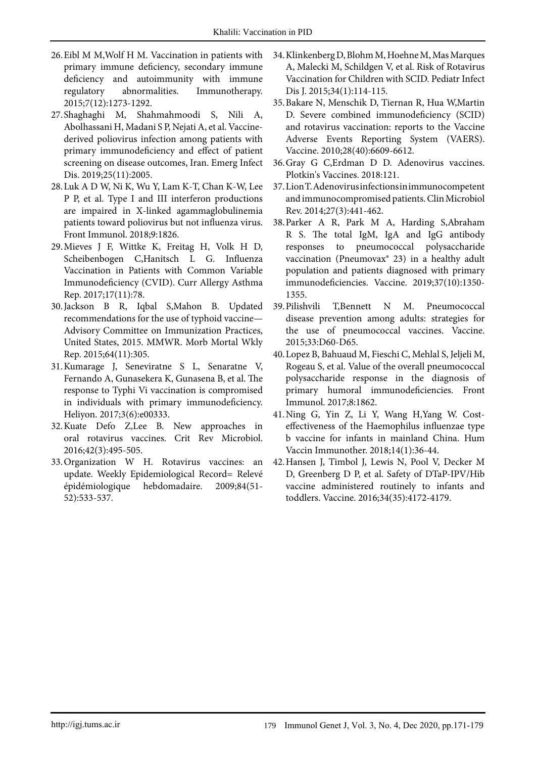26. Eibl M M,Wolf H M. Vaccination in patients with primary immune deficiency, secondary immune deficiency and autoimmunity with immune regulatory abnormalities. Immunotherapy. 2015;7(12):1273-1292.
27. Shaghaghi M, Shahmahmoodi S, Nili A, Abolhassani H, Madani S P, Nejati A, et al. Vaccine-derived poliovirus infection among patients with primary immunodeficiency and effect of patient screening on disease outcomes, Iran. Emerg Infect Dis. 2019;25(11):2005.
28. Luk A D W, Ni K, Wu Y, Lam K-T, Chan K-W, Lee P P, et al. Type I and III interferon productions are impaired in X-linked agammaglobulinemia patients toward poliovirus but not influenza virus. Front Immunol. 2018;9:1826.
29. Mieves J F, Wittke K, Freitag H, Volk H D, Scheibenbogen C,Hanitsch L G. Influenza Vaccination in Patients with Common Variable Immunodeficiency (CVID). Curr Allergy Asthma Rep. 2017;17(11):78.
30. Jackson B R, Iqbal S,Mahon B. Updated recommendations for the use of typhoid vaccine—Advisory Committee on Immunization Practices, United States, 2015. MMWR. Morb Mortal Wkly Rep. 2015;64(11):305.
31. Kumarage J, Seneviratne S L, Senaratne V, Fernando A, Gunasekera K, Gunasena B, et al. The response to Typhi Vi vaccination is compromised in individuals with primary immunodeficiency. Heliyon. 2017;3(6):e00333.
32. Kuate Defo Z,Lee B. New approaches in oral rotavirus vaccines. Crit Rev Microbiol. 2016;42(3):495-505.
33. Organization W H. Rotavirus vaccines: an update. Weekly Epidemiological Record= Relevé épidémiologique hebdomadaire. 2009;84(51-52):533-537.
34. Klinkenberg D, Blohm M, Hoehne M, Mas Marques A, Malecki M, Schildgen V, et al. Risk of Rotavirus Vaccination for Children with SCID. Pediatr Infect Dis J. 2015;34(1):114-115.
35. Bakare N, Menschik D, Tiernan R, Hua W,Martin D. Severe combined immunodeficiency (SCID) and rotavirus vaccination: reports to the Vaccine Adverse Events Reporting System (VAERS). Vaccine. 2010;28(40):6609-6612.
36. Gray G C,Erdman D D. Adenovirus vaccines. Plotkin's Vaccines. 2018:121.
37. Lion T. Adenovirus infections in immunocompetent and immunocompromised patients. Clin Microbiol Rev. 2014;27(3):441-462.
38. Parker A R, Park M A, Harding S,Abraham R S. The total IgM, IgA and IgG antibody responses to pneumococcal polysaccharide vaccination (Pneumovax® 23) in a healthy adult population and patients diagnosed with primary immunodeficiencies. Vaccine. 2019;37(10):1350-1355.
39. Pilishvili T,Bennett N M. Pneumococcal disease prevention among adults: strategies for the use of pneumococcal vaccines. Vaccine. 2015;33:D60-D65.
40. Lopez B, Bahuaud M, Fieschi C, Mehlal S, Jeljeli M, Rogeau S, et al. Value of the overall pneumococcal polysaccharide response in the diagnosis of primary humoral immunodeficiencies. Front Immunol. 2017;8:1862.
41. Ning G, Yin Z, Li Y, Wang H,Yang W. Cost-effectiveness of the Haemophilus influenzae type b vaccine for infants in mainland China. Hum Vaccin Immunother. 2018;14(1):36-44.
42. Hansen J, Timbol J, Lewis N, Pool V, Decker M D, Greenberg D P, et al. Safety of DTaP-IPV/Hib vaccine administered routinely to infants and toddlers. Vaccine. 2016;34(35):4172-4179.